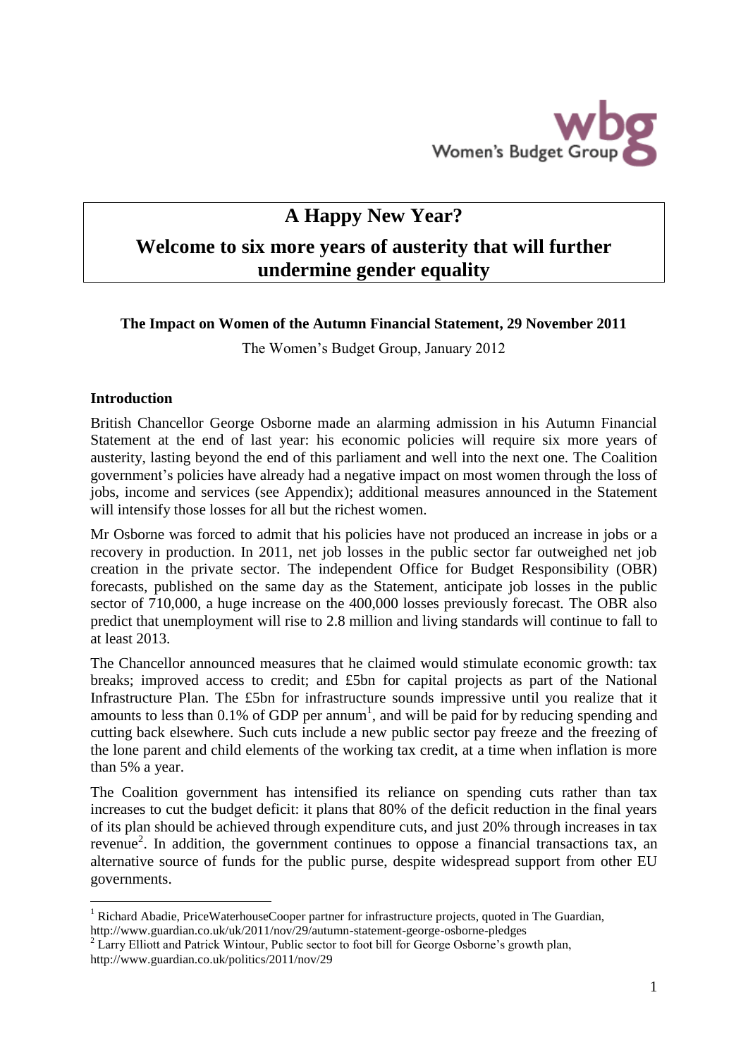# A Happy New Year?

## Welcome to six more years of austerity that will further undermine gender equality

**The Impact on Women of the Autumn Financial Statement, 29 November 2011**

The Women's Budget Group, January 2012

### Introduction

British Chancellor George Osborne made an alarming admission in his Autumn Financial Statement at the end of last year: his economic policies will require six more years of austerity, lasting beyond the end of this parliament and well into the next one. The Coalition government's policies have already had a negative impact on most women through the loss of jobs, income and services (see Appendix); additional measures announced in the Statement will intensify those losses for all but the richest women.

Mr Osborne was forced to admit that his policies have not produced an increase in jobs or a recovery in production. In 2011, net job losses in the public sector far outweighed net job creation in the private sector. The independent Office for Budget Responsibility (OBR) forecasts, published on the same day as the Statement, anticipate job losses in the public sector of 710,000, a huge increase on the 400,000 losses previously forecast. The OBR also predict that unemployment will rise to 2.8 million and living standards will continue to fall to at least 2013.

The Chancellor announced measures that he claimed would stimulate economic growth: tax breaks; improved access to credit; and £5bn for capital projects as part of the National Infrastructure Plan. The £5bn for infrastructure sounds impressive until you realize that it amounts to less than 0.1% of GDP per annum[1], and will be paid for by reducing spending and cutting back elsewhere. Such cuts include a new public sector pay freeze and the freezing of the lone parent and child elements of the working tax credit, at a time when inflation is more than 5% a year.

The Coalition government has intensified its reliance on spending cuts rather than tax increases to cut the budget deficit: it plans that 80% of the deficit reduction in the final years of its plan should be achieved through expenditure cuts, and just 20% through increases in tax revenue[2]. In addition, the government continues to oppose a financial transactions tax, an alternative source of funds for the public purse, despite widespread support from other EU governments.

---

[1] Richard Abadie, PriceWaterhouseCooper partner for infrastructure projects, quoted in The Guardian, http://www.guardian.co.uk/uk/2011/nov/29/autumn-statement-george-osborne-pledges

[2] Larry Elliott and Patrick Wintour, Public sector to foot bill for George Osborne's growth plan, http://www.guardian.co.uk/politics/2011/nov/29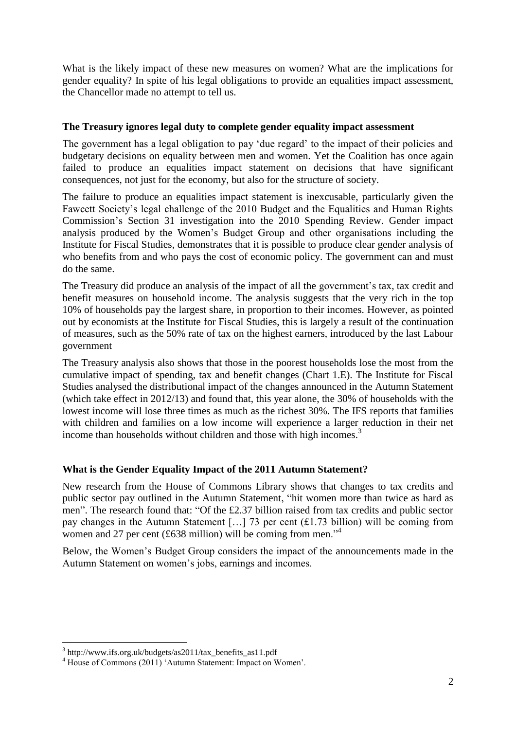What is the likely impact of these new measures on women? What are the implications for gender equality? In spite of his legal obligations to provide an equalities impact assessment, the Chancellor made no attempt to tell us.

**The Treasury ignores legal duty to complete gender equality impact assessment**

The government has a legal obligation to pay 'due regard' to the impact of their policies and budgetary decisions on equality between men and women. Yet the Coalition has once again failed to produce an equalities impact statement on decisions that have significant consequences, not just for the economy, but also for the structure of society.

The failure to produce an equalities impact statement is inexcusable, particularly given the Fawcett Society's legal challenge of the 2010 Budget and the Equalities and Human Rights Commission's Section 31 investigation into the 2010 Spending Review. Gender impact analysis produced by the Women's Budget Group and other organisations including the Institute for Fiscal Studies, demonstrates that it is possible to produce clear gender analysis of who benefits from and who pays the cost of economic policy. The government can and must do the same.

The Treasury did produce an analysis of the impact of all the government's tax, tax credit and benefit measures on household income. The analysis suggests that the very rich in the top 10% of households pay the largest share, in proportion to their incomes. However, as pointed out by economists at the Institute for Fiscal Studies, this is largely a result of the continuation of measures, such as the 50% rate of tax on the highest earners, introduced by the last Labour government

The Treasury analysis also shows that those in the poorest households lose the most from the cumulative impact of spending, tax and benefit changes (Chart 1.E). The Institute for Fiscal Studies analysed the distributional impact of the changes announced in the Autumn Statement (which take effect in 2012/13) and found that, this year alone, the 30% of households with the lowest income will lose three times as much as the richest 30%. The IFS reports that families with children and families on a low income will experience a larger reduction in their net income than households without children and those with high incomes.[3]

**What is the Gender Equality Impact of the 2011 Autumn Statement?**

New research from the House of Commons Library shows that changes to tax credits and public sector pay outlined in the Autumn Statement, "hit women more than twice as hard as men". The research found that: "Of the £2.37 billion raised from tax credits and public sector pay changes in the Autumn Statement […] 73 per cent (£1.73 billion) will be coming from women and 27 per cent (£638 million) will be coming from men."[4]

Below, the Women's Budget Group considers the impact of the announcements made in the Autumn Statement on women's jobs, earnings and incomes.

---

[3] http://www.ifs.org.uk/budgets/as2011/tax_benefits_as11.pdf

[4] House of Commons (2011) 'Autumn Statement: Impact on Women'.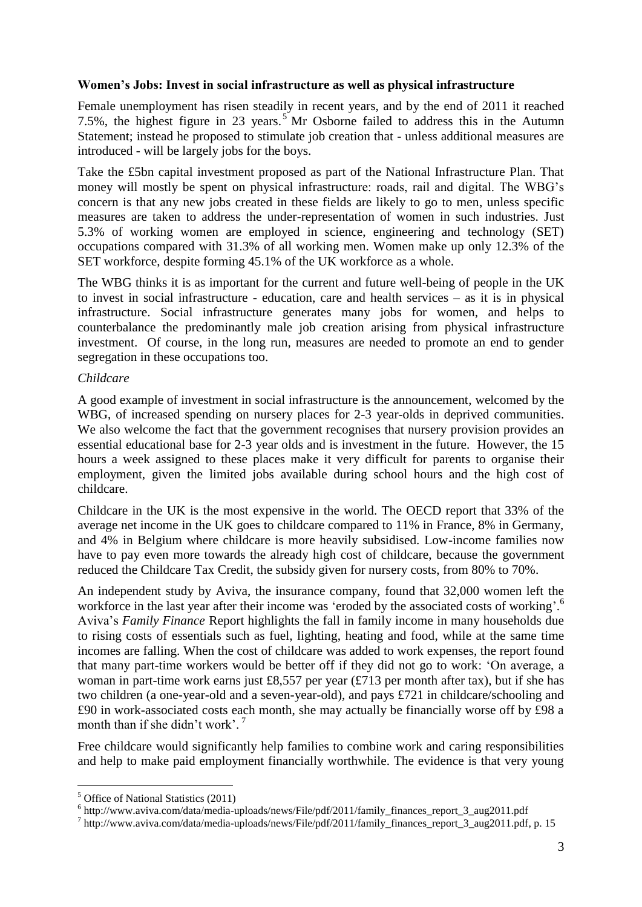**Women's Jobs: Invest in social infrastructure as well as physical infrastructure**

Female unemployment has risen steadily in recent years, and by the end of 2011 it reached 7.5%, the highest figure in 23 years.[5] Mr Osborne failed to address this in the Autumn Statement; instead he proposed to stimulate job creation that - unless additional measures are introduced - will be largely jobs for the boys.

Take the £5bn capital investment proposed as part of the National Infrastructure Plan. That money will mostly be spent on physical infrastructure: roads, rail and digital. The WBG's concern is that any new jobs created in these fields are likely to go to men, unless specific measures are taken to address the under-representation of women in such industries. Just 5.3% of working women are employed in science, engineering and technology (SET) occupations compared with 31.3% of all working men. Women make up only 12.3% of the SET workforce, despite forming 45.1% of the UK workforce as a whole.

The WBG thinks it is as important for the current and future well-being of people in the UK to invest in social infrastructure - education, care and health services – as it is in physical infrastructure. Social infrastructure generates many jobs for women, and helps to counterbalance the predominantly male job creation arising from physical infrastructure investment. Of course, in the long run, measures are needed to promote an end to gender segregation in these occupations too.

*Childcare*

A good example of investment in social infrastructure is the announcement, welcomed by the WBG, of increased spending on nursery places for 2-3 year-olds in deprived communities. We also welcome the fact that the government recognises that nursery provision provides an essential educational base for 2-3 year olds and is investment in the future. However, the 15 hours a week assigned to these places make it very difficult for parents to organise their employment, given the limited jobs available during school hours and the high cost of childcare.

Childcare in the UK is the most expensive in the world. The OECD report that 33% of the average net income in the UK goes to childcare compared to 11% in France, 8% in Germany, and 4% in Belgium where childcare is more heavily subsidised. Low-income families now have to pay even more towards the already high cost of childcare, because the government reduced the Childcare Tax Credit, the subsidy given for nursery costs, from 80% to 70%.

An independent study by Aviva, the insurance company, found that 32,000 women left the workforce in the last year after their income was 'eroded by the associated costs of working'.[6] Aviva's *Family Finance* Report highlights the fall in family income in many households due to rising costs of essentials such as fuel, lighting, heating and food, while at the same time incomes are falling. When the cost of childcare was added to work expenses, the report found that many part-time workers would be better off if they did not go to work: 'On average, a woman in part-time work earns just £8,557 per year (£713 per month after tax), but if she has two children (a one-year-old and a seven-year-old), and pays £721 in childcare/schooling and £90 in work-associated costs each month, she may actually be financially worse off by £98 a month than if she didn't work'.[7]

Free childcare would significantly help families to combine work and caring responsibilities and help to make paid employment financially worthwhile. The evidence is that very young

---

[5] Office of National Statistics (2011)

[6] http://www.aviva.com/data/media-uploads/news/File/pdf/2011/family_finances_report_3_aug2011.pdf

[7] http://www.aviva.com/data/media-uploads/news/File/pdf/2011/family_finances_report_3_aug2011.pdf, p. 15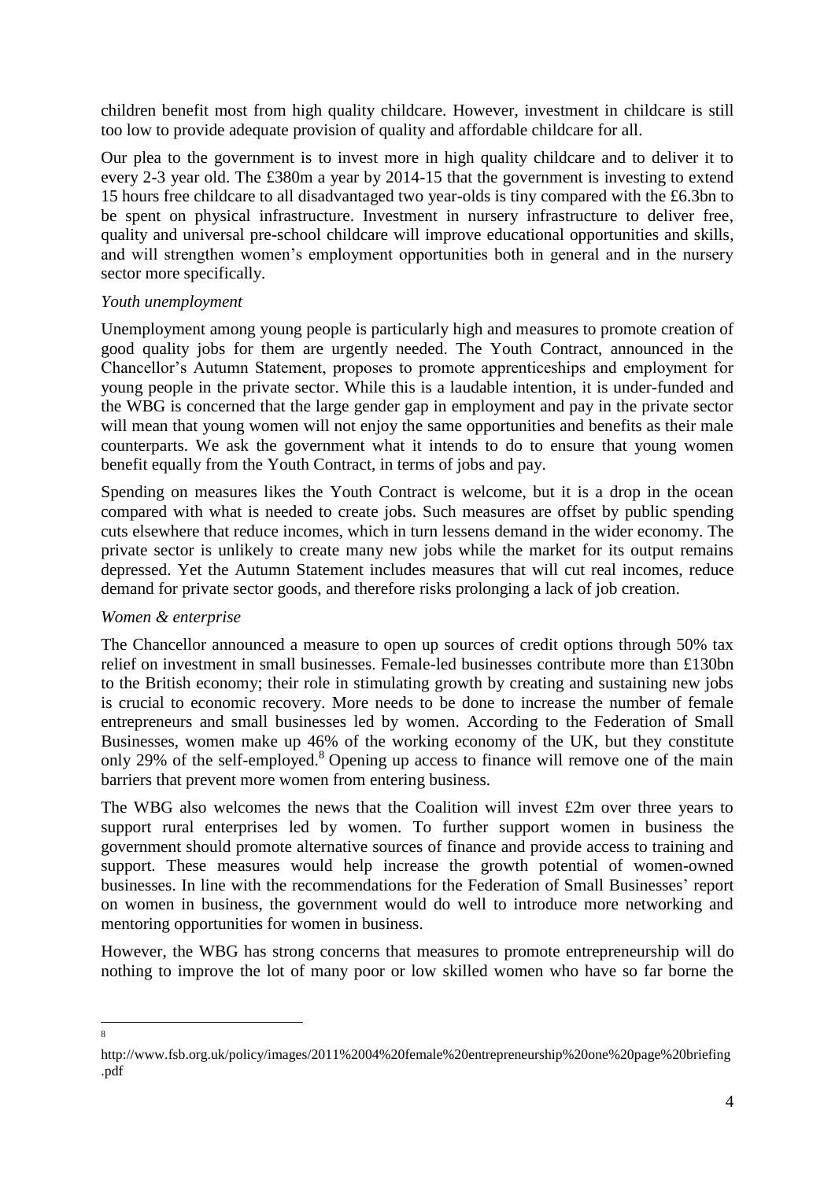children benefit most from high quality childcare. However, investment in childcare is still too low to provide adequate provision of quality and affordable childcare for all.

Our plea to the government is to invest more in high quality childcare and to deliver it to every 2-3 year old. The £380m a year by 2014-15 that the government is investing to extend 15 hours free childcare to all disadvantaged two year-olds is tiny compared with the £6.3bn to be spent on physical infrastructure. Investment in nursery infrastructure to deliver free, quality and universal pre-school childcare will improve educational opportunities and skills, and will strengthen women's employment opportunities both in general and in the nursery sector more specifically.

*Youth unemployment*

Unemployment among young people is particularly high and measures to promote creation of good quality jobs for them are urgently needed. The Youth Contract, announced in the Chancellor's Autumn Statement, proposes to promote apprenticeships and employment for young people in the private sector. While this is a laudable intention, it is under-funded and the WBG is concerned that the large gender gap in employment and pay in the private sector will mean that young women will not enjoy the same opportunities and benefits as their male counterparts. We ask the government what it intends to do to ensure that young women benefit equally from the Youth Contract, in terms of jobs and pay.

Spending on measures likes the Youth Contract is welcome, but it is a drop in the ocean compared with what is needed to create jobs. Such measures are offset by public spending cuts elsewhere that reduce incomes, which in turn lessens demand in the wider economy. The private sector is unlikely to create many new jobs while the market for its output remains depressed. Yet the Autumn Statement includes measures that will cut real incomes, reduce demand for private sector goods, and therefore risks prolonging a lack of job creation.

*Women & enterprise*

The Chancellor announced a measure to open up sources of credit options through 50% tax relief on investment in small businesses. Female-led businesses contribute more than £130bn to the British economy; their role in stimulating growth by creating and sustaining new jobs is crucial to economic recovery. More needs to be done to increase the number of female entrepreneurs and small businesses led by women. According to the Federation of Small Businesses, women make up 46% of the working economy of the UK, but they constitute only 29% of the self-employed.[8] Opening up access to finance will remove one of the main barriers that prevent more women from entering business.

The WBG also welcomes the news that the Coalition will invest £2m over three years to support rural enterprises led by women. To further support women in business the government should promote alternative sources of finance and provide access to training and support. These measures would help increase the growth potential of women-owned businesses. In line with the recommendations for the Federation of Small Businesses' report on women in business, the government would do well to introduce more networking and mentoring opportunities for women in business.

However, the WBG has strong concerns that measures to promote entrepreneurship will do nothing to improve the lot of many poor or low skilled women who have so far borne the

---

[8] http://www.fsb.org.uk/policy/images/2011%2004%20female%20entrepreneurship%20one%20page%20briefing.pdf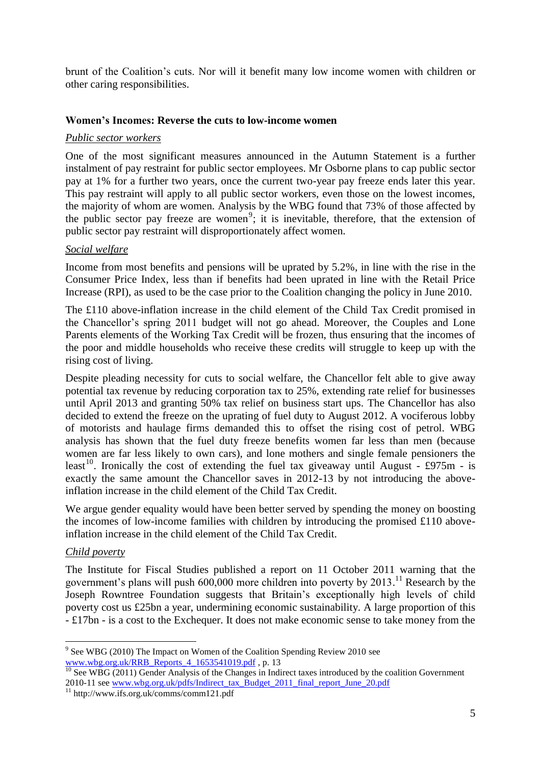brunt of the Coalition's cuts. Nor will it benefit many low income women with children or other caring responsibilities.

### Women's Incomes: Reverse the cuts to low-income women

*Public sector workers*

One of the most significant measures announced in the Autumn Statement is a further instalment of pay restraint for public sector employees. Mr Osborne plans to cap public sector pay at 1% for a further two years, once the current two-year pay freeze ends later this year. This pay restraint will apply to all public sector workers, even those on the lowest incomes, the majority of whom are women. Analysis by the WBG found that 73% of those affected by the public sector pay freeze are women[9]; it is inevitable, therefore, that the extension of public sector pay restraint will disproportionately affect women.

*Social welfare*

Income from most benefits and pensions will be uprated by 5.2%, in line with the rise in the Consumer Price Index, less than if benefits had been uprated in line with the Retail Price Increase (RPI), as used to be the case prior to the Coalition changing the policy in June 2010.

The £110 above-inflation increase in the child element of the Child Tax Credit promised in the Chancellor's spring 2011 budget will not go ahead. Moreover, the Couples and Lone Parents elements of the Working Tax Credit will be frozen, thus ensuring that the incomes of the poor and middle households who receive these credits will struggle to keep up with the rising cost of living.

Despite pleading necessity for cuts to social welfare, the Chancellor felt able to give away potential tax revenue by reducing corporation tax to 25%, extending rate relief for businesses until April 2013 and granting 50% tax relief on business start ups. The Chancellor has also decided to extend the freeze on the uprating of fuel duty to August 2012. A vociferous lobby of motorists and haulage firms demanded this to offset the rising cost of petrol. WBG analysis has shown that the fuel duty freeze benefits women far less than men (because women are far less likely to own cars), and lone mothers and single female pensioners the least[10]. Ironically the cost of extending the fuel tax giveaway until August - £975m - is exactly the same amount the Chancellor saves in 2012-13 by not introducing the above-inflation increase in the child element of the Child Tax Credit.

We argue gender equality would have been better served by spending the money on boosting the incomes of low-income families with children by introducing the promised £110 above-inflation increase in the child element of the Child Tax Credit.

*Child poverty*

The Institute for Fiscal Studies published a report on 11 October 2011 warning that the government's plans will push 600,000 more children into poverty by 2013.[11] Research by the Joseph Rowntree Foundation suggests that Britain's exceptionally high levels of child poverty cost us £25bn a year, undermining economic sustainability. A large proportion of this - £17bn - is a cost to the Exchequer. It does not make economic sense to take money from the

---

[9] See WBG (2010) The Impact on Women of the Coalition Spending Review 2010 see www.wbg.org.uk/RRB_Reports_4_1653541019.pdf , p. 13

[10] See WBG (2011) Gender Analysis of the Changes in Indirect taxes introduced by the coalition Government 2010-11 see www.wbg.org.uk/pdfs/Indirect_tax_Budget_2011_final_report_June_20.pdf

[11] http://www.ifs.org.uk/comms/comm121.pdf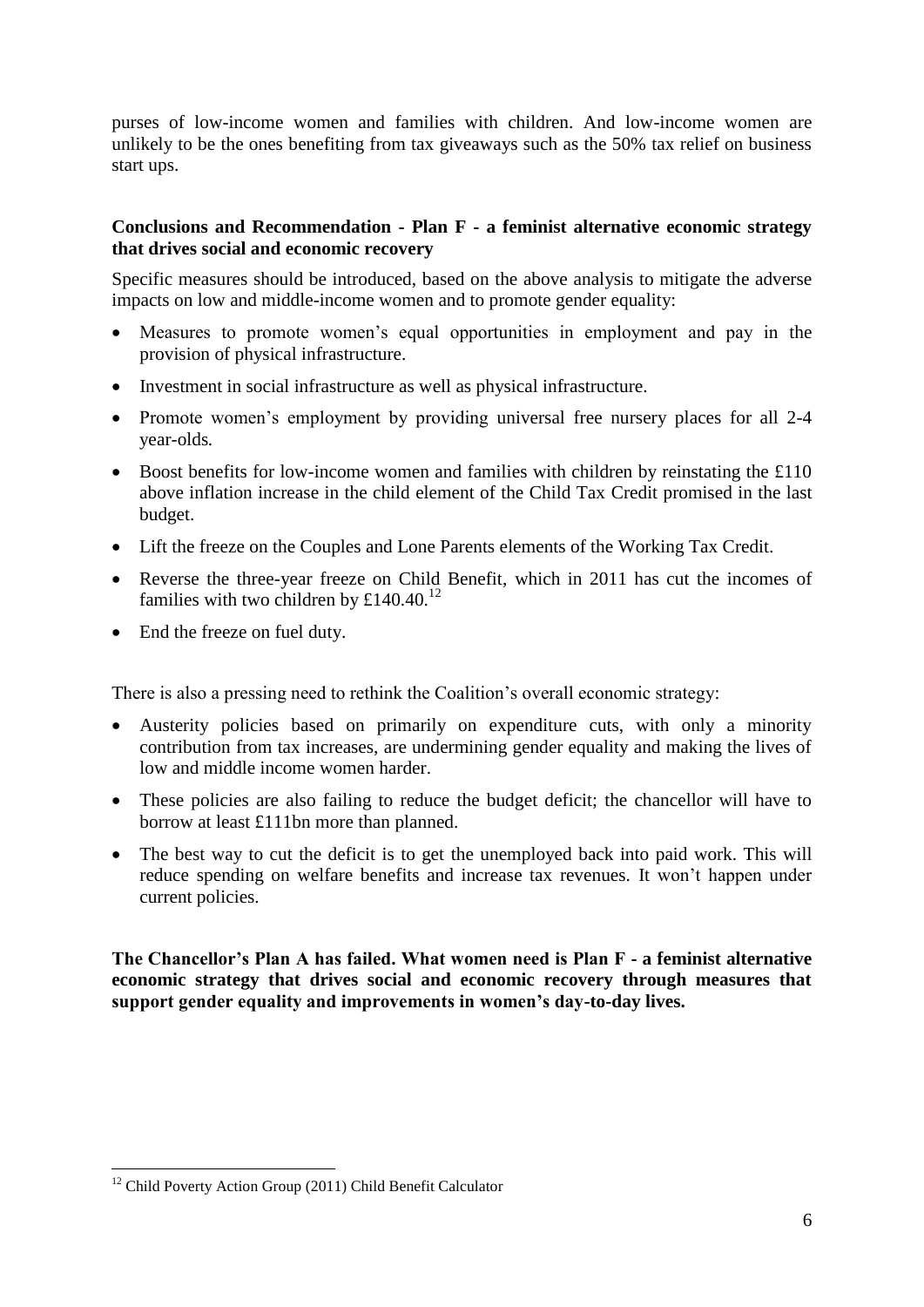purses of low-income women and families with children. And low-income women are unlikely to be the ones benefiting from tax giveaways such as the 50% tax relief on business start ups.

**Conclusions and Recommendation - Plan F - a feminist alternative economic strategy that drives social and economic recovery**

Specific measures should be introduced, based on the above analysis to mitigate the adverse impacts on low and middle-income women and to promote gender equality:

- Measures to promote women's equal opportunities in employment and pay in the provision of physical infrastructure.
- Investment in social infrastructure as well as physical infrastructure.
- Promote women's employment by providing universal free nursery places for all 2-4 year-olds.
- Boost benefits for low-income women and families with children by reinstating the £110 above inflation increase in the child element of the Child Tax Credit promised in the last budget.
- Lift the freeze on the Couples and Lone Parents elements of the Working Tax Credit.
- Reverse the three-year freeze on Child Benefit, which in 2011 has cut the incomes of families with two children by £140.40.[12]
- End the freeze on fuel duty.

There is also a pressing need to rethink the Coalition's overall economic strategy:

- Austerity policies based on primarily on expenditure cuts, with only a minority contribution from tax increases, are undermining gender equality and making the lives of low and middle income women harder.
- These policies are also failing to reduce the budget deficit; the chancellor will have to borrow at least £111bn more than planned.
- The best way to cut the deficit is to get the unemployed back into paid work. This will reduce spending on welfare benefits and increase tax revenues. It won't happen under current policies.

**The Chancellor's Plan A has failed. What women need is Plan F - a feminist alternative economic strategy that drives social and economic recovery through measures that support gender equality and improvements in women's day-to-day lives.**

[12] Child Poverty Action Group (2011) Child Benefit Calculator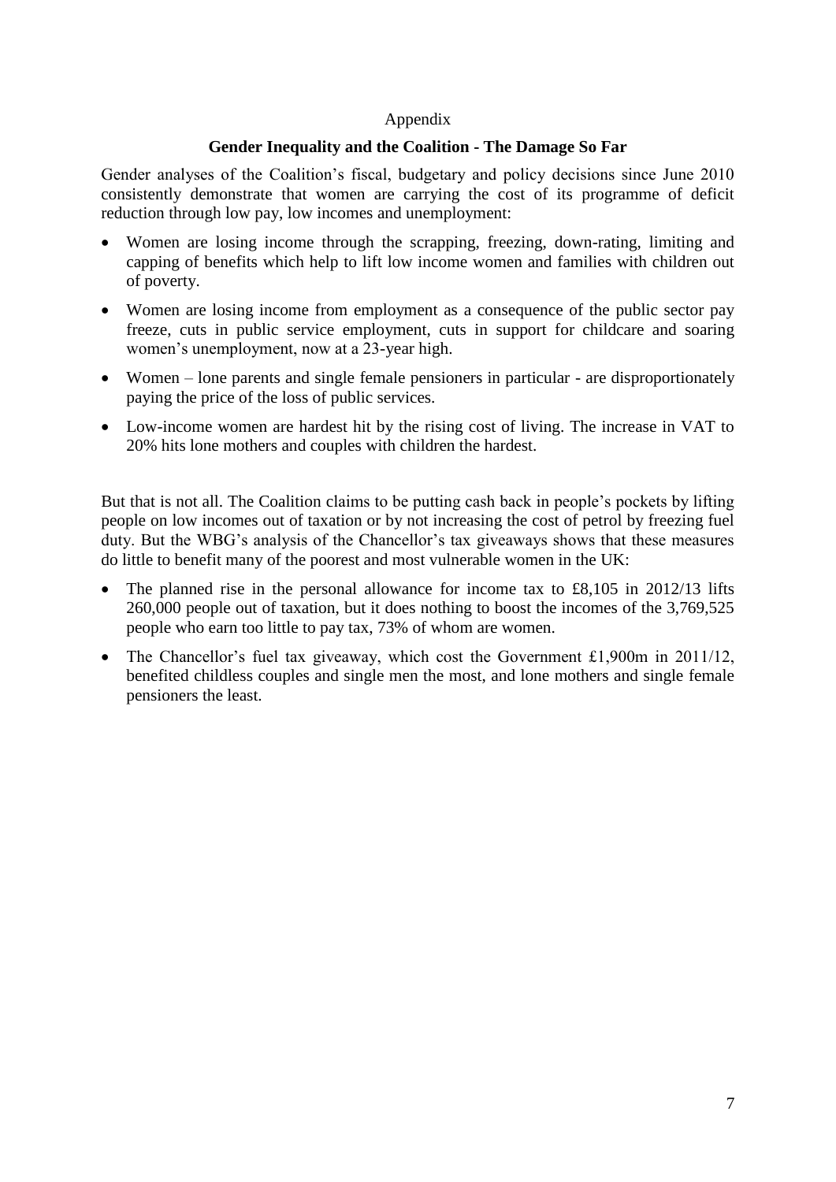Appendix

## Gender Inequality and the Coalition - The Damage So Far

Gender analyses of the Coalition's fiscal, budgetary and policy decisions since June 2010 consistently demonstrate that women are carrying the cost of its programme of deficit reduction through low pay, low incomes and unemployment:

- Women are losing income through the scrapping, freezing, down-rating, limiting and capping of benefits which help to lift low income women and families with children out of poverty.
- Women are losing income from employment as a consequence of the public sector pay freeze, cuts in public service employment, cuts in support for childcare and soaring women's unemployment, now at a 23-year high.
- Women – lone parents and single female pensioners in particular - are disproportionately paying the price of the loss of public services.
- Low-income women are hardest hit by the rising cost of living. The increase in VAT to 20% hits lone mothers and couples with children the hardest.

But that is not all. The Coalition claims to be putting cash back in people's pockets by lifting people on low incomes out of taxation or by not increasing the cost of petrol by freezing fuel duty. But the WBG's analysis of the Chancellor's tax giveaways shows that these measures do little to benefit many of the poorest and most vulnerable women in the UK:

- The planned rise in the personal allowance for income tax to £8,105 in 2012/13 lifts 260,000 people out of taxation, but it does nothing to boost the incomes of the 3,769,525 people who earn too little to pay tax, 73% of whom are women.
- The Chancellor's fuel tax giveaway, which cost the Government £1,900m in 2011/12, benefited childless couples and single men the most, and lone mothers and single female pensioners the least.